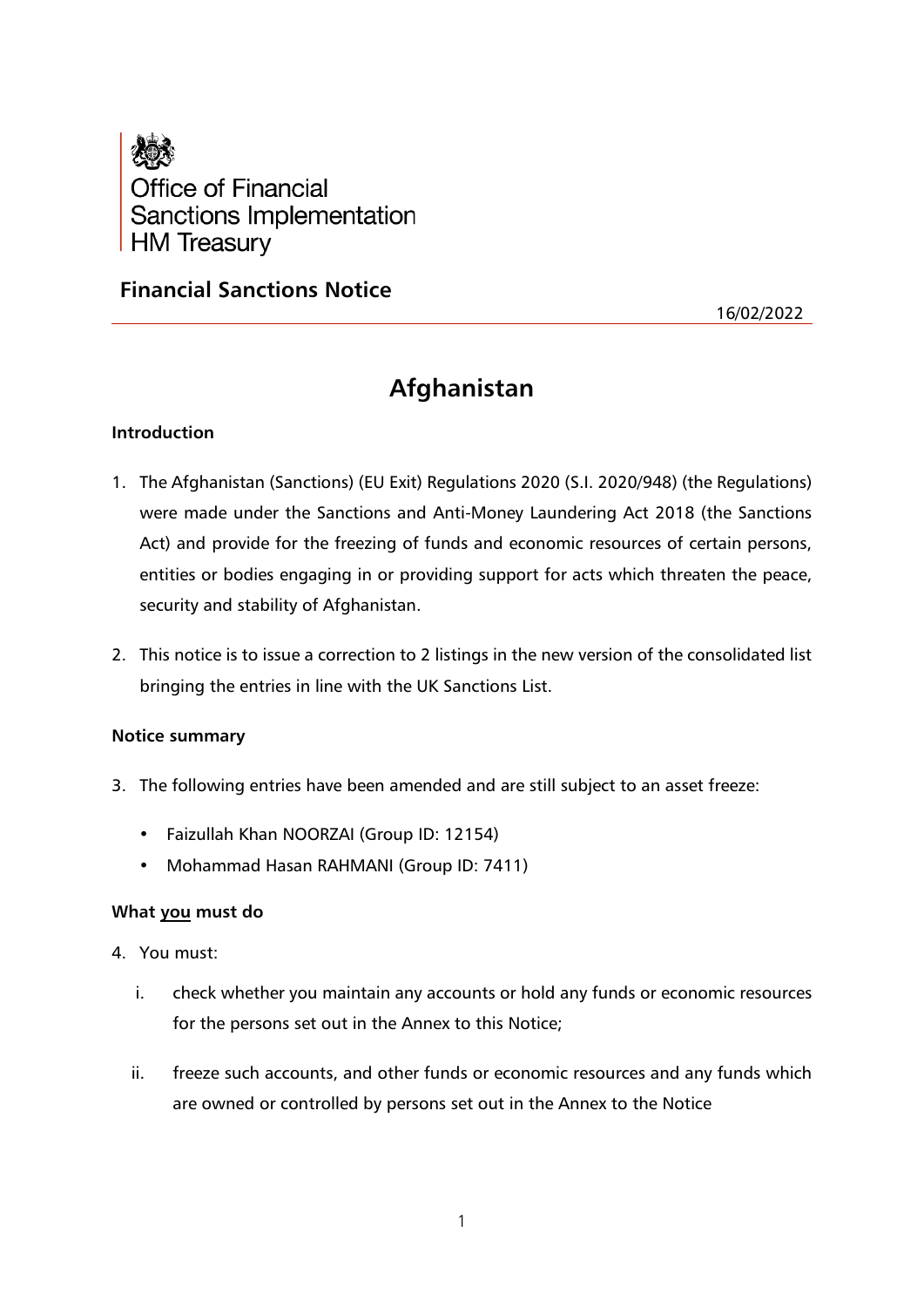Office of Financial Sanctions Implementation
HM Treasury

## Financial Sanctions Notice

16/02/2022

# Afghanistan

### Introduction

1. The Afghanistan (Sanctions) (EU Exit) Regulations 2020 (S.I. 2020/948) (the Regulations) were made under the Sanctions and Anti-Money Laundering Act 2018 (the Sanctions Act) and provide for the freezing of funds and economic resources of certain persons, entities or bodies engaging in or providing support for acts which threaten the peace, security and stability of Afghanistan.

2. This notice is to issue a correction to 2 listings in the new version of the consolidated list bringing the entries in line with the UK Sanctions List.

### Notice summary

3. The following entries have been amended and are still subject to an asset freeze:

   - Faizullah Khan NOORZAI (Group ID: 12154)
   - Mohammad Hasan RAHMANI (Group ID: 7411)

### What you must do

4. You must:

   i. check whether you maintain any accounts or hold any funds or economic resources for the persons set out in the Annex to this Notice;

   ii. freeze such accounts, and other funds or economic resources and any funds which are owned or controlled by persons set out in the Annex to the Notice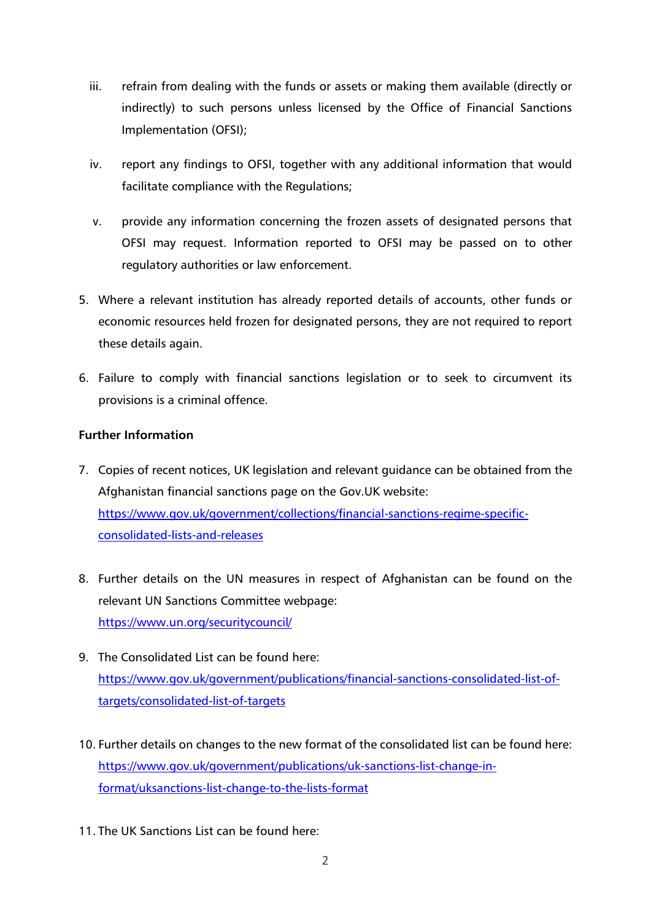iii. refrain from dealing with the funds or assets or making them available (directly or indirectly) to such persons unless licensed by the Office of Financial Sanctions Implementation (OFSI);

iv. report any findings to OFSI, together with any additional information that would facilitate compliance with the Regulations;

v. provide any information concerning the frozen assets of designated persons that OFSI may request. Information reported to OFSI may be passed on to other regulatory authorities or law enforcement.

5. Where a relevant institution has already reported details of accounts, other funds or economic resources held frozen for designated persons, they are not required to report these details again.

6. Failure to comply with financial sanctions legislation or to seek to circumvent its provisions is a criminal offence.

**Further Information**

7. Copies of recent notices, UK legislation and relevant guidance can be obtained from the Afghanistan financial sanctions page on the Gov.UK website:
https://www.gov.uk/government/collections/financial-sanctions-regime-specific-consolidated-lists-and-releases

8. Further details on the UN measures in respect of Afghanistan can be found on the relevant UN Sanctions Committee webpage:
https://www.un.org/securitycouncil/

9. The Consolidated List can be found here:
https://www.gov.uk/government/publications/financial-sanctions-consolidated-list-of-targets/consolidated-list-of-targets

10. Further details on changes to the new format of the consolidated list can be found here:
https://www.gov.uk/government/publications/uk-sanctions-list-change-in-format/uksanctions-list-change-to-the-lists-format

11. The UK Sanctions List can be found here: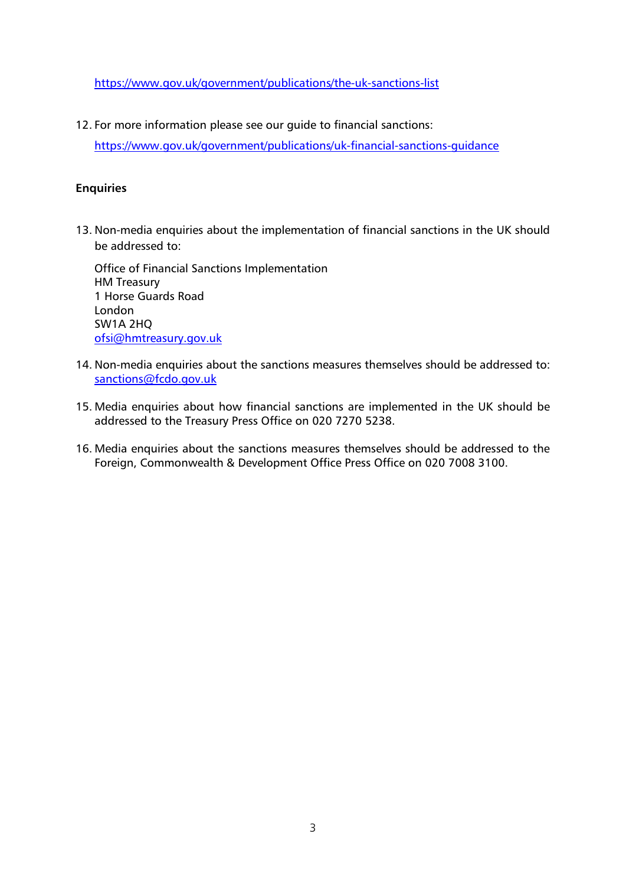https://www.gov.uk/government/publications/the-uk-sanctions-list

12. For more information please see our guide to financial sanctions:

    https://www.gov.uk/government/publications/uk-financial-sanctions-guidance

**Enquiries**

13. Non-media enquiries about the implementation of financial sanctions in the UK should be addressed to:

    Office of Financial Sanctions Implementation
    HM Treasury
    1 Horse Guards Road
    London
    SW1A 2HQ
    ofsi@hmtreasury.gov.uk

14. Non-media enquiries about the sanctions measures themselves should be addressed to: sanctions@fcdo.gov.uk

15. Media enquiries about how financial sanctions are implemented in the UK should be addressed to the Treasury Press Office on 020 7270 5238.

16. Media enquiries about the sanctions measures themselves should be addressed to the Foreign, Commonwealth & Development Office Press Office on 020 7008 3100.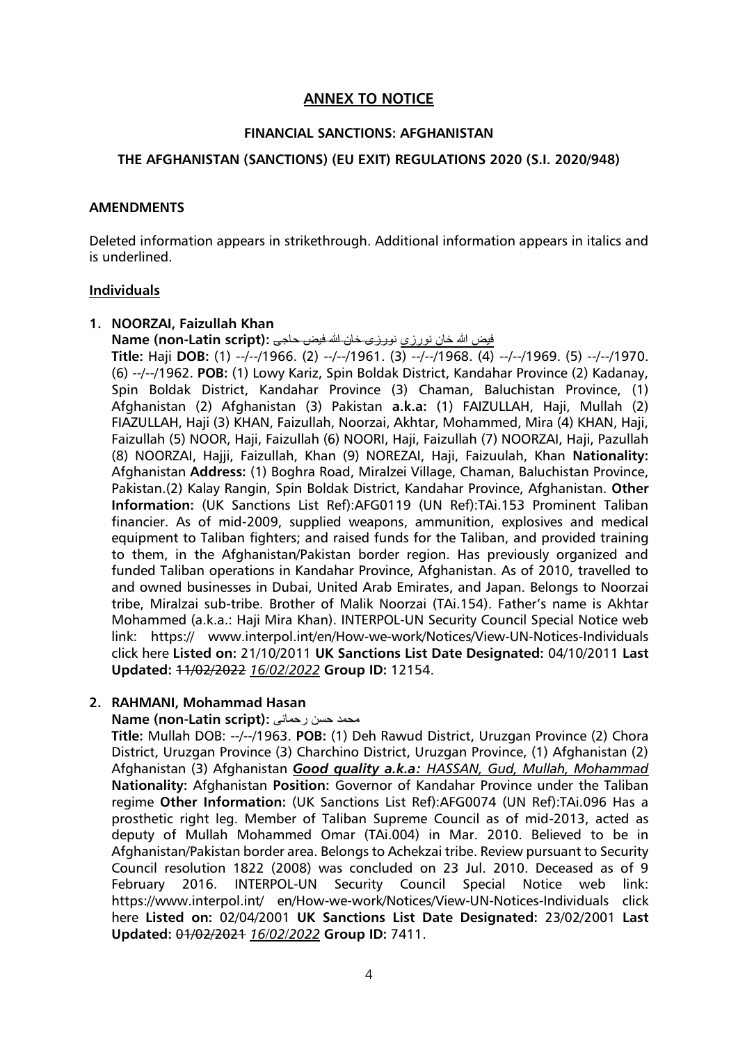## ANNEX TO NOTICE

**FINANCIAL SANCTIONS: AFGHANISTAN**

**THE AFGHANISTAN (SANCTIONS) (EU EXIT) REGULATIONS 2020 (S.I. 2020/948)**

**AMENDMENTS**

Deleted information appears in strikethrough. Additional information appears in italics and is underlined.

**Individuals**

1. **NOORZAI, Faizullah Khan**

**Name (non-Latin script):** ~~حاجی فیض الله خان نورزی~~ فيض الله خان نورزی

**Title:** Haji **DOB:** (1) --/--/1966. (2) --/--/1961. (3) --/--/1968. (4) --/--/1969. (5) --/--/1970. (6) --/--/1962. **POB:** (1) Lowy Kariz, Spin Boldak District, Kandahar Province (2) Kadanay, Spin Boldak District, Kandahar Province (3) Chaman, Baluchistan Province, (1) Afghanistan (2) Afghanistan (3) Pakistan **a.k.a:** (1) FAIZULLAH, Haji, Mullah (2) FIAZULLAH, Haji (3) KHAN, Faizullah, Noorzai, Akhtar, Mohammed, Mira (4) KHAN, Haji, Faizullah (5) NOOR, Haji, Faizullah (6) NOORI, Haji, Faizullah (7) NOORZAI, Haji, Pazullah (8) NOORZAI, Hajji, Faizullah, Khan (9) NOREZAI, Haji, Faizuulah, Khan **Nationality:** Afghanistan **Address:** (1) Boghra Road, Miralzei Village, Chaman, Baluchistan Province, Pakistan.(2) Kalay Rangin, Spin Boldak District, Kandahar Province, Afghanistan. **Other Information:** (UK Sanctions List Ref):AFG0119 (UN Ref):TAi.153 Prominent Taliban financier. As of mid-2009, supplied weapons, ammunition, explosives and medical equipment to Taliban fighters; and raised funds for the Taliban, and provided training to them, in the Afghanistan/Pakistan border region. Has previously organized and funded Taliban operations in Kandahar Province, Afghanistan. As of 2010, travelled to and owned businesses in Dubai, United Arab Emirates, and Japan. Belongs to Noorzai tribe, Miralzai sub-tribe. Brother of Malik Noorzai (TAi.154). Father's name is Akhtar Mohammed (a.k.a.: Haji Mira Khan). INTERPOL-UN Security Council Special Notice web link: https:// www.interpol.int/en/How-we-work/Notices/View-UN-Notices-Individuals click here **Listed on:** 21/10/2011 **UK Sanctions List Date Designated:** 04/10/2011 **Last Updated:** ~~11/02/2022~~ *16/02/2022* **Group ID:** 12154.

2. **RAHMANI, Mohammad Hasan**

**Name (non-Latin script):** محمد حسن رحمانی

**Title:** Mullah DOB: --/--/1963. **POB:** (1) Deh Rawud District, Uruzgan Province (2) Chora District, Uruzgan Province (3) Charchino District, Uruzgan Province, (1) Afghanistan (2) Afghanistan (3) Afghanistan ***Good quality a.k.a:** HASSAN, Gud, Mullah, Mohammad* **Nationality:** Afghanistan **Position:** Governor of Kandahar Province under the Taliban regime **Other Information:** (UK Sanctions List Ref):AFG0074 (UN Ref):TAi.096 Has a prosthetic right leg. Member of Taliban Supreme Council as of mid-2013, acted as deputy of Mullah Mohammed Omar (TAi.004) in Mar. 2010. Believed to be in Afghanistan/Pakistan border area. Belongs to Achekzai tribe. Review pursuant to Security Council resolution 1822 (2008) was concluded on 23 Jul. 2010. Deceased as of 9 February 2016. INTERPOL-UN Security Council Special Notice web link: https://www.interpol.int/ en/How-we-work/Notices/View-UN-Notices-Individuals click here **Listed on:** 02/04/2001 **UK Sanctions List Date Designated:** 23/02/2001 **Last Updated:** ~~01/02/2021~~ *16/02/2022* **Group ID:** 7411.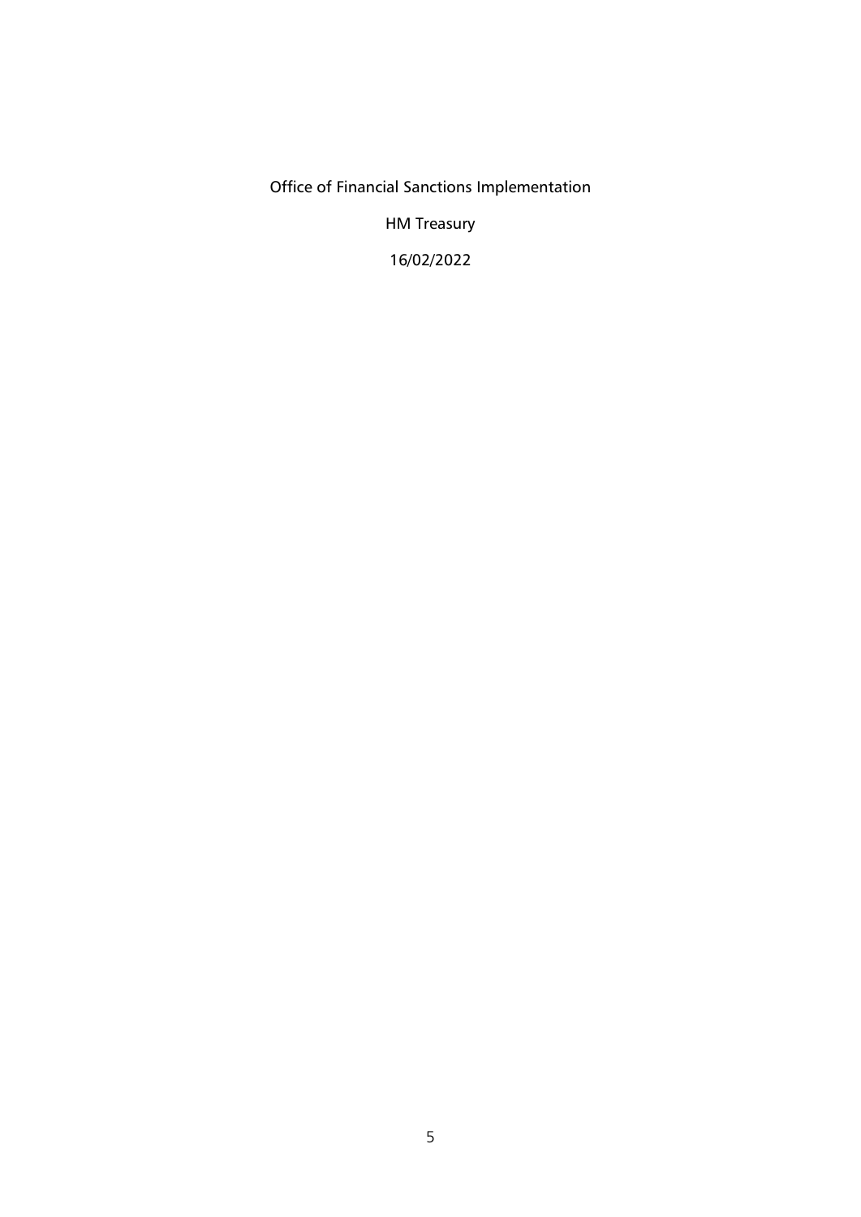Office of Financial Sanctions Implementation

HM Treasury

16/02/2022